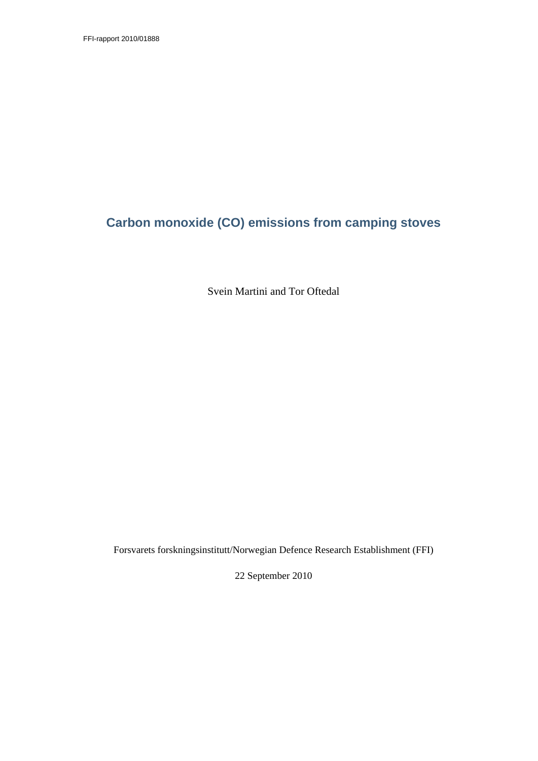FFI-rapport 2010/01888

# Carbon monoxide (CO) emissions from camping stoves

Svein Martini and Tor Oftedal

Forsvarets forskningsinstitutt/Norwegian Defence Research Establishment (FFI)

22 September 2010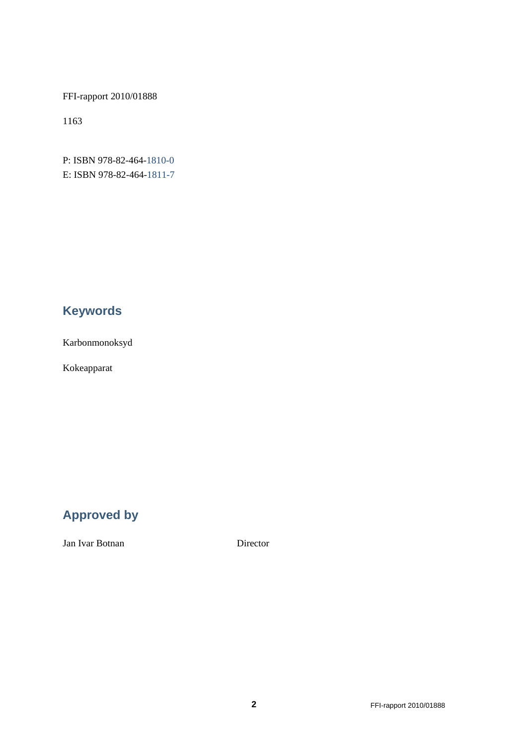FFI-rapport 2010/01888

1163

P: ISBN 978-82-464-1810-0
E: ISBN 978-82-464-1811-7

## Keywords

Karbonmonoksyd

Kokeapparat

## Approved by

Jan Ivar Botnan Director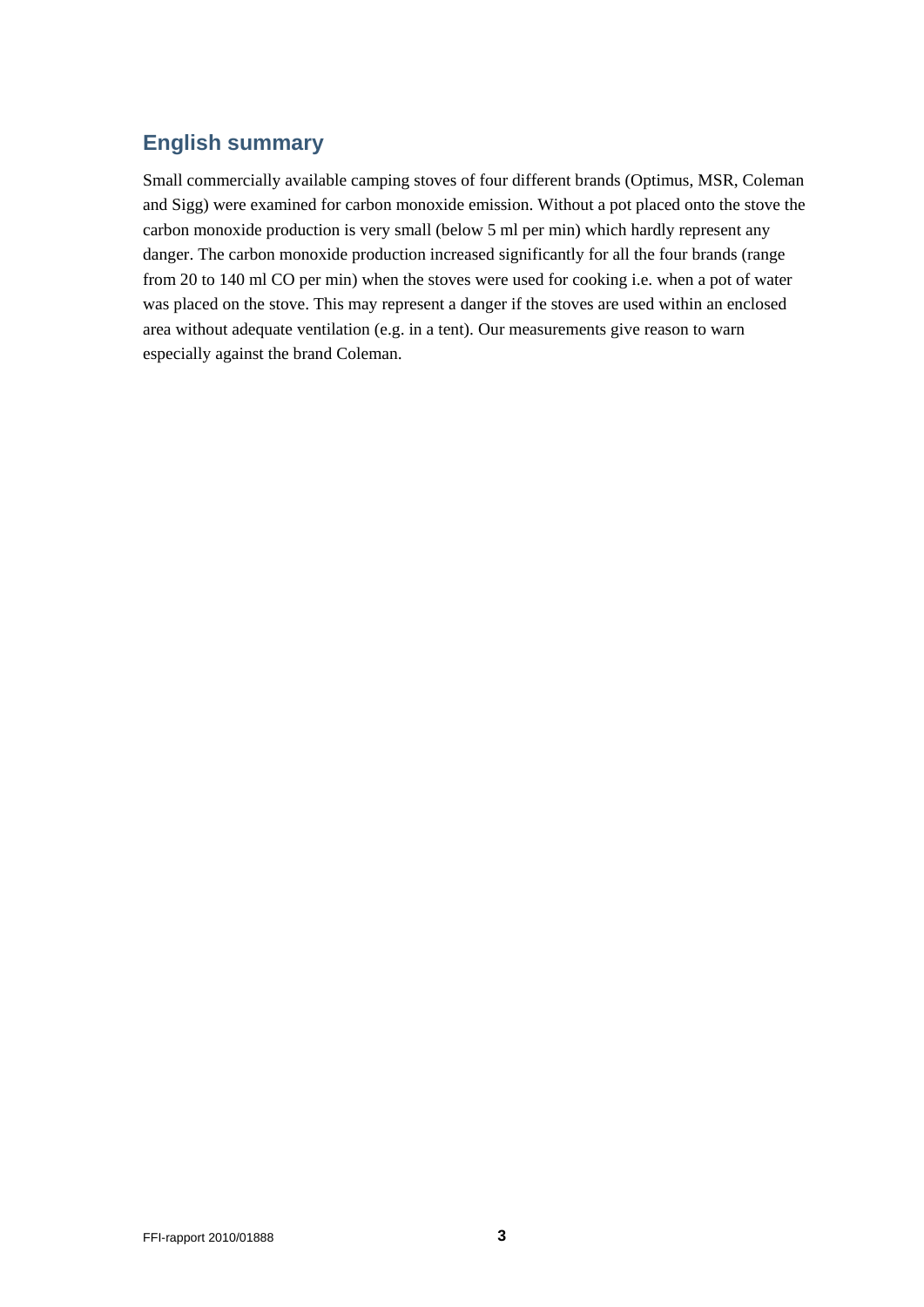## English summary

Small commercially available camping stoves of four different brands (Optimus, MSR, Coleman and Sigg) were examined for carbon monoxide emission. Without a pot placed onto the stove the carbon monoxide production is very small (below 5 ml per min) which hardly represent any danger. The carbon monoxide production increased significantly for all the four brands (range from 20 to 140 ml CO per min) when the stoves were used for cooking i.e. when a pot of water was placed on the stove. This may represent a danger if the stoves are used within an enclosed area without adequate ventilation (e.g. in a tent). Our measurements give reason to warn especially against the brand Coleman.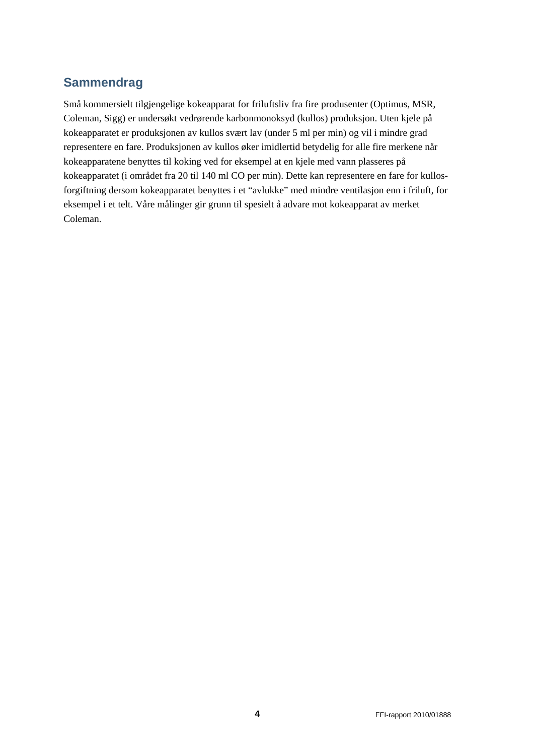## Sammendrag

Små kommersielt tilgjengelige kokeapparat for friluftsliv fra fire produsenter (Optimus, MSR, Coleman, Sigg) er undersøkt vedrørende karbonmonoksyd (kullos) produksjon. Uten kjele på kokeapparatet er produksjonen av kullos svært lav (under 5 ml per min) og vil i mindre grad representere en fare. Produksjonen av kullos øker imidlertid betydelig for alle fire merkene når kokeapparatene benyttes til koking ved for eksempel at en kjele med vann plasseres på kokeapparatet (i området fra 20 til 140 ml CO per min). Dette kan representere en fare for kullos-forgiftning dersom kokeapparatet benyttes i et "avlukke" med mindre ventilasjon enn i friluft, for eksempel i et telt. Våre målinger gir grunn til spesielt å advare mot kokeapparat av merket Coleman.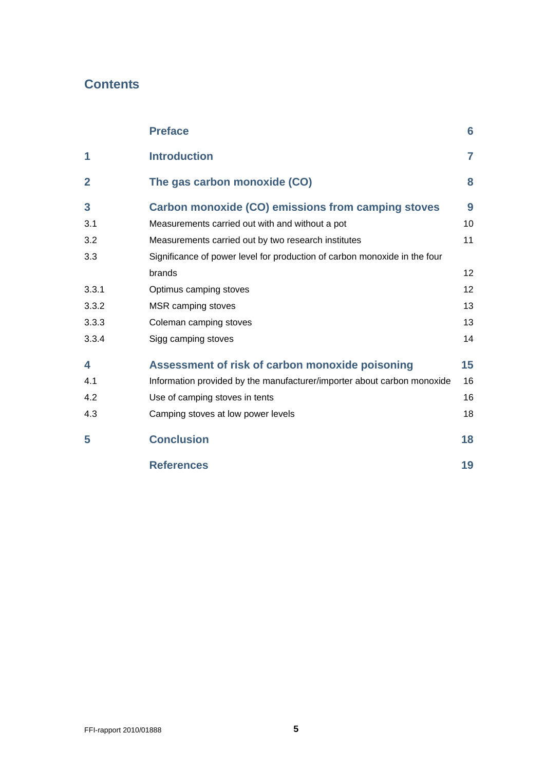## Contents

| | | |
|---|---|---|
| | **Preface** | **6** |
| **1** | **Introduction** | **7** |
| **2** | **The gas carbon monoxide (CO)** | **8** |
| **3** | **Carbon monoxide (CO) emissions from camping stoves** | **9** |
| 3.1 | Measurements carried out with and without a pot | 10 |
| 3.2 | Measurements carried out by two research institutes | 11 |
| 3.3 | Significance of power level for production of carbon monoxide in the four brands | 12 |
| 3.3.1 | Optimus camping stoves | 12 |
| 3.3.2 | MSR camping stoves | 13 |
| 3.3.3 | Coleman camping stoves | 13 |
| 3.3.4 | Sigg camping stoves | 14 |
| **4** | **Assessment of risk of carbon monoxide poisoning** | **15** |
| 4.1 | Information provided by the manufacturer/importer about carbon monoxide | 16 |
| 4.2 | Use of camping stoves in tents | 16 |
| 4.3 | Camping stoves at low power levels | 18 |
| **5** | **Conclusion** | **18** |
| | **References** | **19** |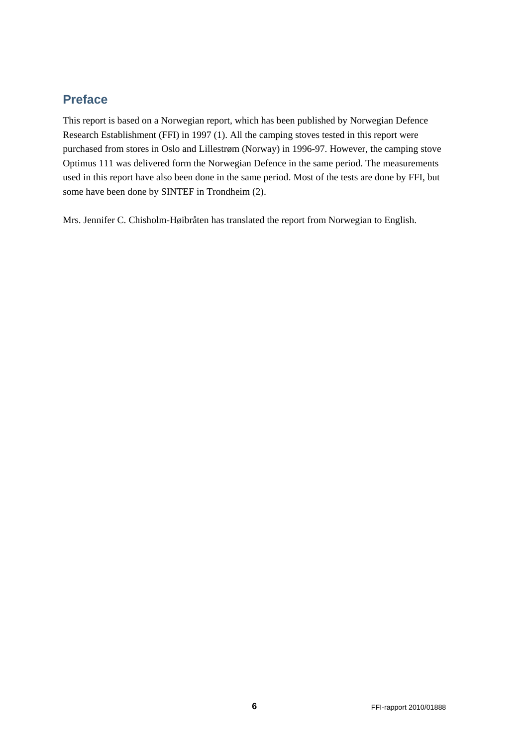## Preface

This report is based on a Norwegian report, which has been published by Norwegian Defence Research Establishment (FFI) in 1997 (1). All the camping stoves tested in this report were purchased from stores in Oslo and Lillestrøm (Norway) in 1996-97. However, the camping stove Optimus 111 was delivered form the Norwegian Defence in the same period. The measurements used in this report have also been done in the same period. Most of the tests are done by FFI, but some have been done by SINTEF in Trondheim (2).

Mrs. Jennifer C. Chisholm-Høibråten has translated the report from Norwegian to English.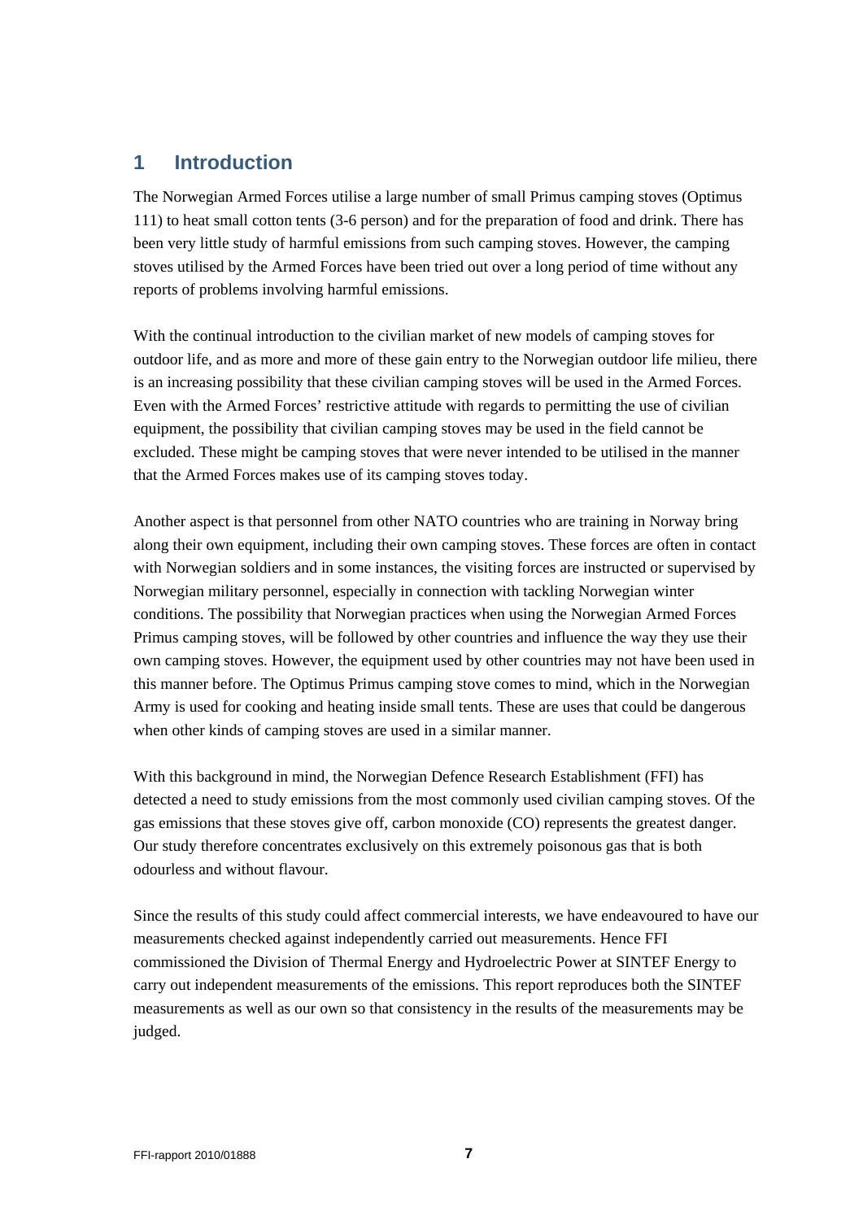# 1 Introduction

The Norwegian Armed Forces utilise a large number of small Primus camping stoves (Optimus 111) to heat small cotton tents (3-6 person) and for the preparation of food and drink. There has been very little study of harmful emissions from such camping stoves. However, the camping stoves utilised by the Armed Forces have been tried out over a long period of time without any reports of problems involving harmful emissions.

With the continual introduction to the civilian market of new models of camping stoves for outdoor life, and as more and more of these gain entry to the Norwegian outdoor life milieu, there is an increasing possibility that these civilian camping stoves will be used in the Armed Forces. Even with the Armed Forces' restrictive attitude with regards to permitting the use of civilian equipment, the possibility that civilian camping stoves may be used in the field cannot be excluded. These might be camping stoves that were never intended to be utilised in the manner that the Armed Forces makes use of its camping stoves today.

Another aspect is that personnel from other NATO countries who are training in Norway bring along their own equipment, including their own camping stoves. These forces are often in contact with Norwegian soldiers and in some instances, the visiting forces are instructed or supervised by Norwegian military personnel, especially in connection with tackling Norwegian winter conditions. The possibility that Norwegian practices when using the Norwegian Armed Forces Primus camping stoves, will be followed by other countries and influence the way they use their own camping stoves. However, the equipment used by other countries may not have been used in this manner before. The Optimus Primus camping stove comes to mind, which in the Norwegian Army is used for cooking and heating inside small tents. These are uses that could be dangerous when other kinds of camping stoves are used in a similar manner.

With this background in mind, the Norwegian Defence Research Establishment (FFI) has detected a need to study emissions from the most commonly used civilian camping stoves. Of the gas emissions that these stoves give off, carbon monoxide (CO) represents the greatest danger. Our study therefore concentrates exclusively on this extremely poisonous gas that is both odourless and without flavour.

Since the results of this study could affect commercial interests, we have endeavoured to have our measurements checked against independently carried out measurements. Hence FFI commissioned the Division of Thermal Energy and Hydroelectric Power at SINTEF Energy to carry out independent measurements of the emissions. This report reproduces both the SINTEF measurements as well as our own so that consistency in the results of the measurements may be judged.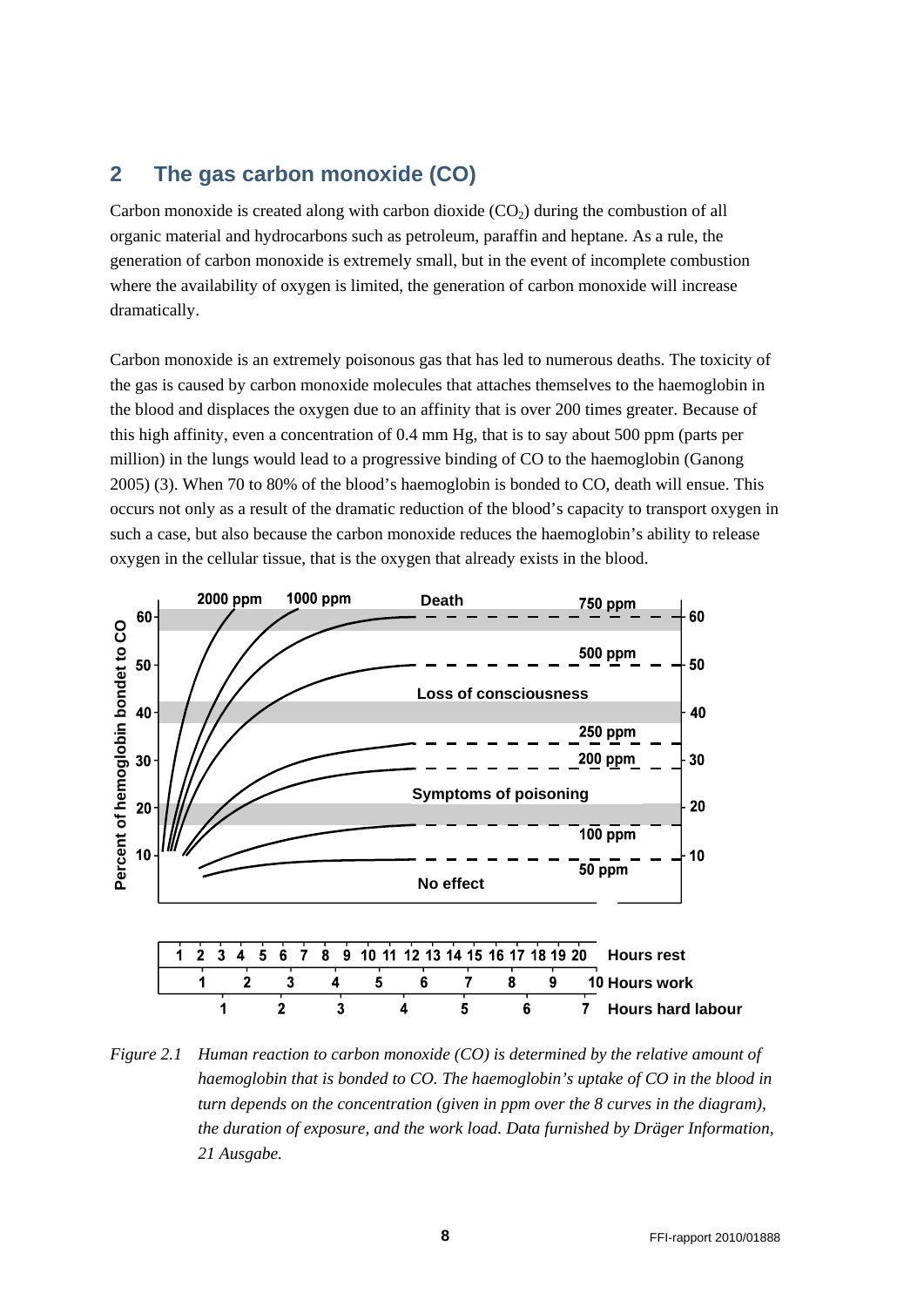## 2 The gas carbon monoxide (CO)

Carbon monoxide is created along with carbon dioxide ($CO_2$) during the combustion of all organic material and hydrocarbons such as petroleum, paraffin and heptane. As a rule, the generation of carbon monoxide is extremely small, but in the event of incomplete combustion where the availability of oxygen is limited, the generation of carbon monoxide will increase dramatically.

Carbon monoxide is an extremely poisonous gas that has led to numerous deaths. The toxicity of the gas is caused by carbon monoxide molecules that attaches themselves to the haemoglobin in the blood and displaces the oxygen due to an affinity that is over 200 times greater. Because of this high affinity, even a concentration of 0.4 mm Hg, that is to say about 500 ppm (parts per million) in the lungs would lead to a progressive binding of CO to the haemoglobin (Ganong 2005) (3). When 70 to 80% of the blood's haemoglobin is bonded to CO, death will ensue. This occurs not only as a result of the dramatic reduction of the blood's capacity to transport oxygen in such a case, but also because the carbon monoxide reduces the haemoglobin's ability to release oxygen in the cellular tissue, that is the oxygen that already exists in the blood.

*Figure 2.1 Human reaction to carbon monoxide (CO) is determined by the relative amount of haemoglobin that is bonded to CO. The haemoglobin's uptake of CO in the blood in turn depends on the concentration (given in ppm over the 8 curves in the diagram), the duration of exposure, and the work load. Data furnished by Dräger Information, 21 Ausgabe.*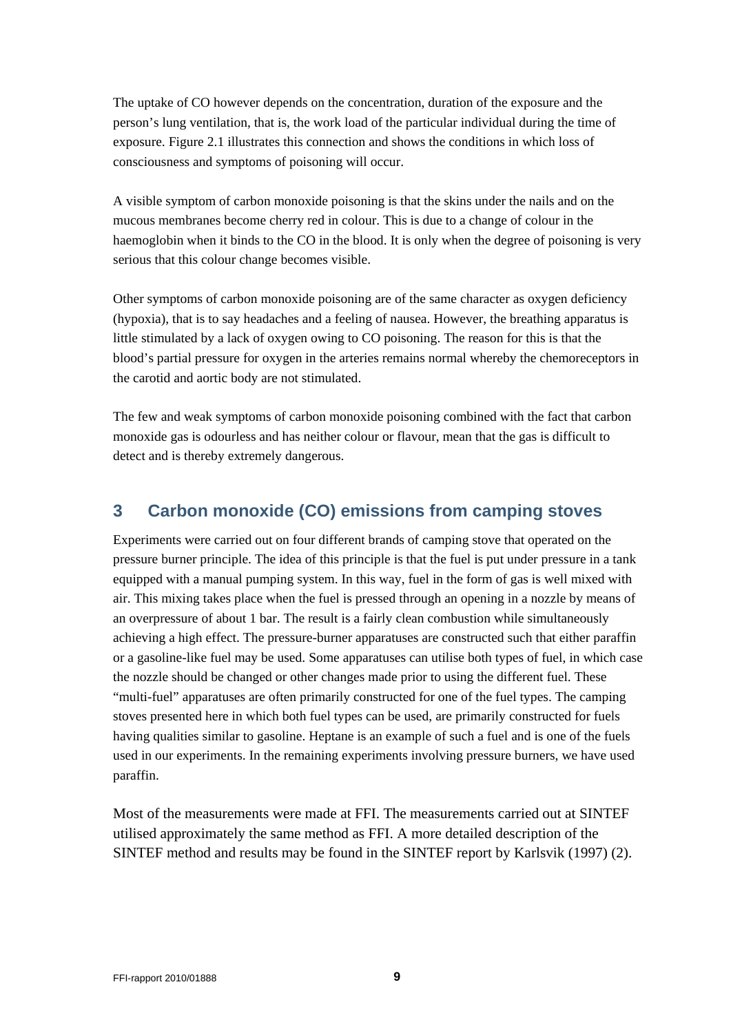The uptake of CO however depends on the concentration, duration of the exposure and the person's lung ventilation, that is, the work load of the particular individual during the time of exposure. Figure 2.1 illustrates this connection and shows the conditions in which loss of consciousness and symptoms of poisoning will occur.

A visible symptom of carbon monoxide poisoning is that the skins under the nails and on the mucous membranes become cherry red in colour. This is due to a change of colour in the haemoglobin when it binds to the CO in the blood. It is only when the degree of poisoning is very serious that this colour change becomes visible.

Other symptoms of carbon monoxide poisoning are of the same character as oxygen deficiency (hypoxia), that is to say headaches and a feeling of nausea. However, the breathing apparatus is little stimulated by a lack of oxygen owing to CO poisoning. The reason for this is that the blood's partial pressure for oxygen in the arteries remains normal whereby the chemoreceptors in the carotid and aortic body are not stimulated.

The few and weak symptoms of carbon monoxide poisoning combined with the fact that carbon monoxide gas is odourless and has neither colour or flavour, mean that the gas is difficult to detect and is thereby extremely dangerous.

# 3 Carbon monoxide (CO) emissions from camping stoves

Experiments were carried out on four different brands of camping stove that operated on the pressure burner principle. The idea of this principle is that the fuel is put under pressure in a tank equipped with a manual pumping system. In this way, fuel in the form of gas is well mixed with air. This mixing takes place when the fuel is pressed through an opening in a nozzle by means of an overpressure of about 1 bar. The result is a fairly clean combustion while simultaneously achieving a high effect. The pressure-burner apparatuses are constructed such that either paraffin or a gasoline-like fuel may be used. Some apparatuses can utilise both types of fuel, in which case the nozzle should be changed or other changes made prior to using the different fuel. These "multi-fuel" apparatuses are often primarily constructed for one of the fuel types. The camping stoves presented here in which both fuel types can be used, are primarily constructed for fuels having qualities similar to gasoline. Heptane is an example of such a fuel and is one of the fuels used in our experiments. In the remaining experiments involving pressure burners, we have used paraffin.

Most of the measurements were made at FFI. The measurements carried out at SINTEF utilised approximately the same method as FFI. A more detailed description of the SINTEF method and results may be found in the SINTEF report by Karlsvik (1997) (2).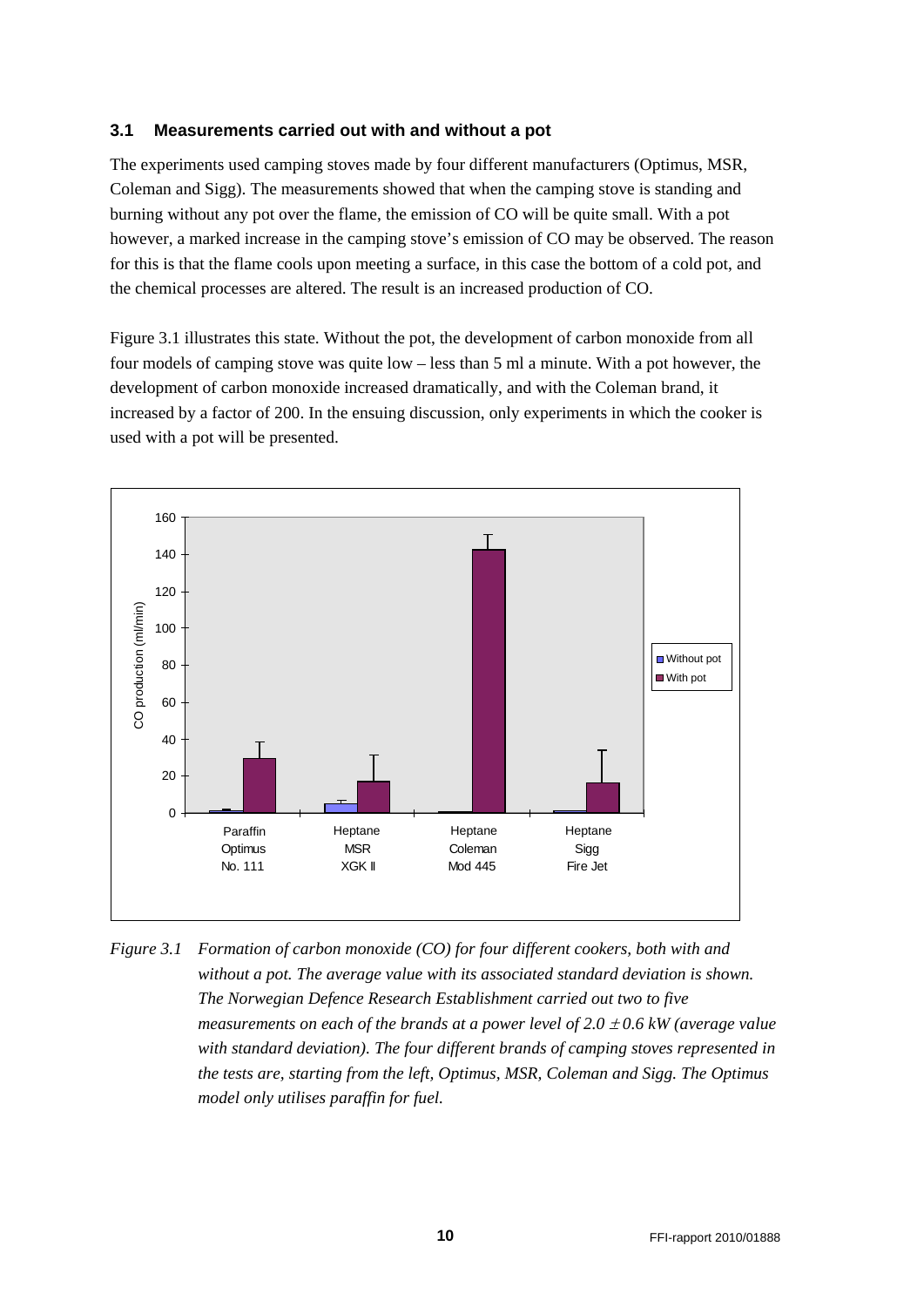### 3.1 Measurements carried out with and without a pot

The experiments used camping stoves made by four different manufacturers (Optimus, MSR, Coleman and Sigg). The measurements showed that when the camping stove is standing and burning without any pot over the flame, the emission of CO will be quite small. With a pot however, a marked increase in the camping stove's emission of CO may be observed. The reason for this is that the flame cools upon meeting a surface, in this case the bottom of a cold pot, and the chemical processes are altered. The result is an increased production of CO.

Figure 3.1 illustrates this state. Without the pot, the development of carbon monoxide from all four models of camping stove was quite low – less than 5 ml a minute. With a pot however, the development of carbon monoxide increased dramatically, and with the Coleman brand, it increased by a factor of 200. In the ensuing discussion, only experiments in which the cooker is used with a pot will be presented.

*Figure 3.1 Formation of carbon monoxide (CO) for four different cookers, both with and without a pot. The average value with its associated standard deviation is shown. The Norwegian Defence Research Establishment carried out two to five measurements on each of the brands at a power level of 2.0 ± 0.6 kW (average value with standard deviation). The four different brands of camping stoves represented in the tests are, starting from the left, Optimus, MSR, Coleman and Sigg. The Optimus model only utilises paraffin for fuel.*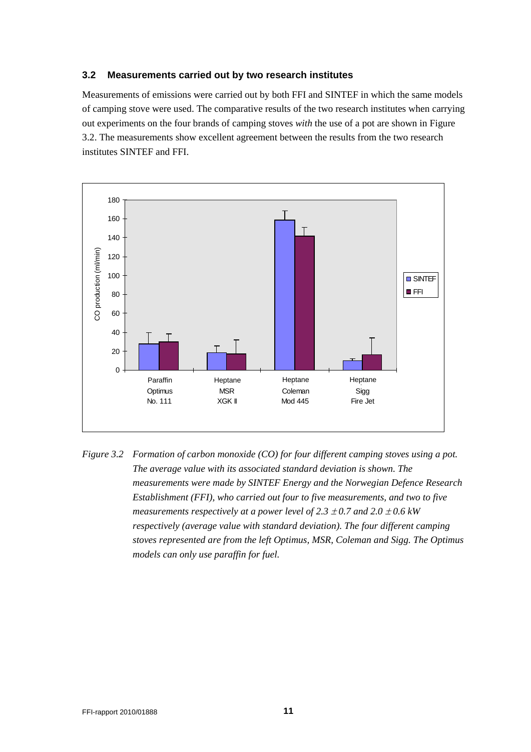### 3.2 Measurements carried out by two research institutes

Measurements of emissions were carried out by both FFI and SINTEF in which the same models of camping stove were used. The comparative results of the two research institutes when carrying out experiments on the four brands of camping stoves *with* the use of a pot are shown in Figure 3.2. The measurements show excellent agreement between the results from the two research institutes SINTEF and FFI.

*Figure 3.2 Formation of carbon monoxide (CO) for four different camping stoves using a pot. The average value with its associated standard deviation is shown. The measurements were made by SINTEF Energy and the Norwegian Defence Research Establishment (FFI), who carried out four to five measurements, and two to five measurements respectively at a power level of 2.3 $\pm$ 0.7 and 2.0 $\pm$ 0.6 kW respectively (average value with standard deviation). The four different camping stoves represented are from the left Optimus, MSR, Coleman and Sigg. The Optimus models can only use paraffin for fuel.*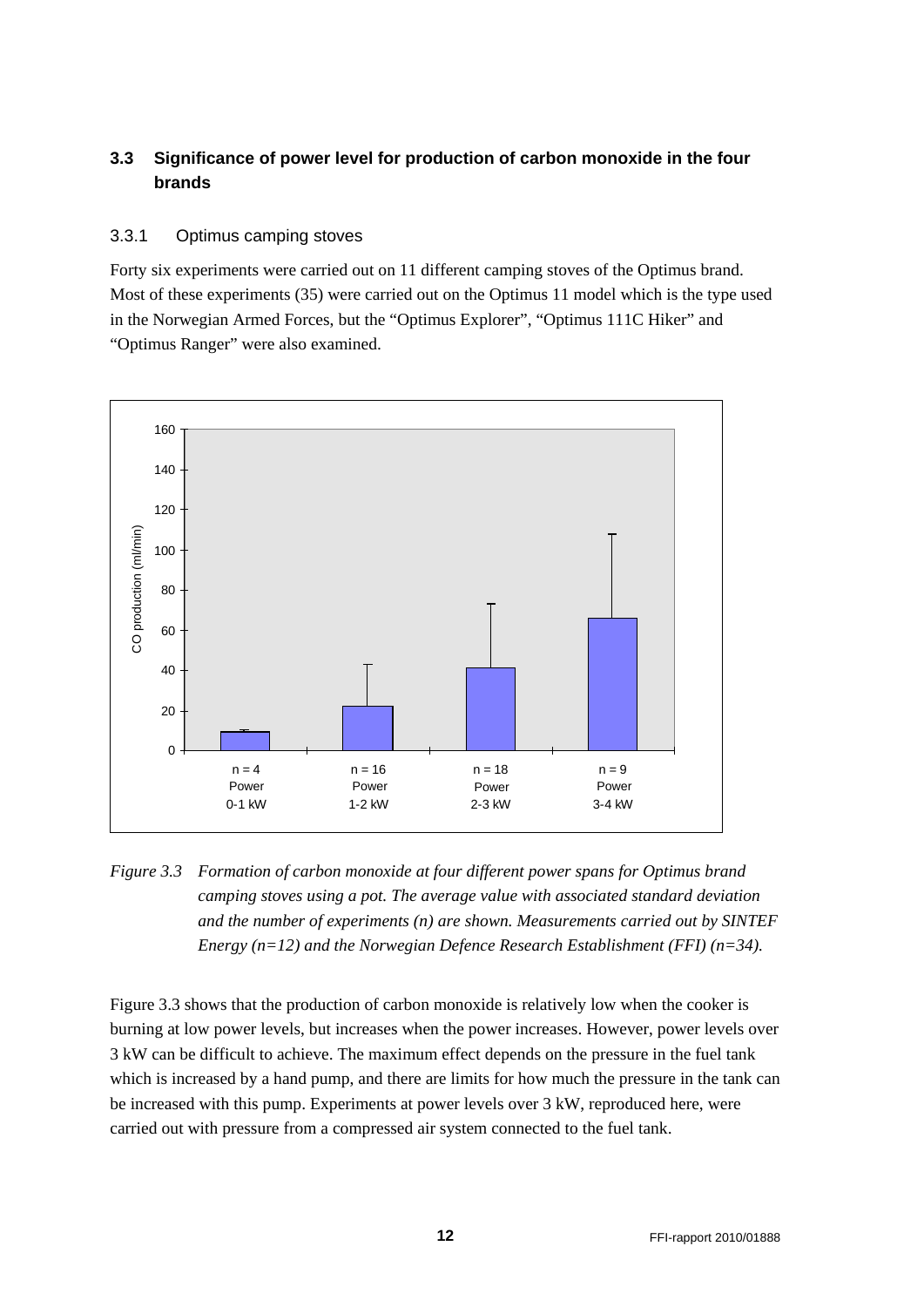### 3.3 Significance of power level for production of carbon monoxide in the four brands

#### 3.3.1 Optimus camping stoves

Forty six experiments were carried out on 11 different camping stoves of the Optimus brand. Most of these experiments (35) were carried out on the Optimus 11 model which is the type used in the Norwegian Armed Forces, but the "Optimus Explorer", "Optimus 111C Hiker" and "Optimus Ranger" were also examined.

*Figure 3.3 Formation of carbon monoxide at four different power spans for Optimus brand camping stoves using a pot. The average value with associated standard deviation and the number of experiments (n) are shown. Measurements carried out by SINTEF Energy (n=12) and the Norwegian Defence Research Establishment (FFI) (n=34).*

Figure 3.3 shows that the production of carbon monoxide is relatively low when the cooker is burning at low power levels, but increases when the power increases. However, power levels over 3 kW can be difficult to achieve. The maximum effect depends on the pressure in the fuel tank which is increased by a hand pump, and there are limits for how much the pressure in the tank can be increased with this pump. Experiments at power levels over 3 kW, reproduced here, were carried out with pressure from a compressed air system connected to the fuel tank.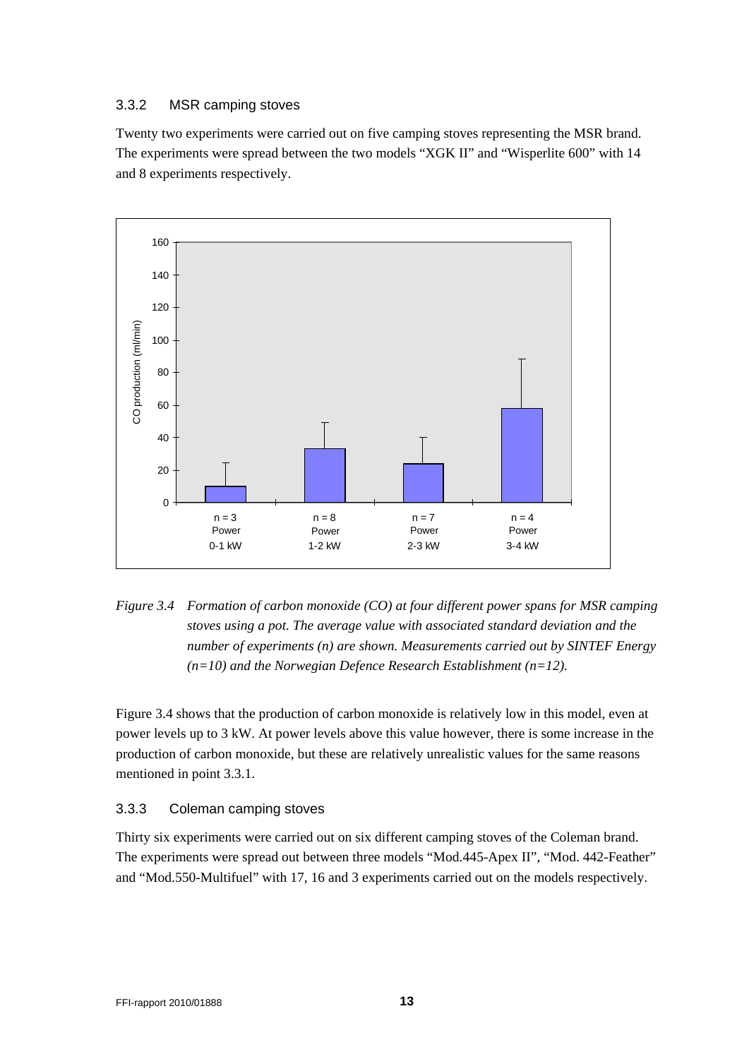### 3.3.2 MSR camping stoves

Twenty two experiments were carried out on five camping stoves representing the MSR brand. The experiments were spread between the two models "XGK II" and "Wisperlite 600" with 14 and 8 experiments respectively.

*Figure 3.4 Formation of carbon monoxide (CO) at four different power spans for MSR camping stoves using a pot. The average value with associated standard deviation and the number of experiments (n) are shown. Measurements carried out by SINTEF Energy (n=10) and the Norwegian Defence Research Establishment (n=12).*

Figure 3.4 shows that the production of carbon monoxide is relatively low in this model, even at power levels up to 3 kW. At power levels above this value however, there is some increase in the production of carbon monoxide, but these are relatively unrealistic values for the same reasons mentioned in point 3.3.1.

### 3.3.3 Coleman camping stoves

Thirty six experiments were carried out on six different camping stoves of the Coleman brand. The experiments were spread out between three models "Mod.445-Apex II", "Mod. 442-Feather" and "Mod.550-Multifuel" with 17, 16 and 3 experiments carried out on the models respectively.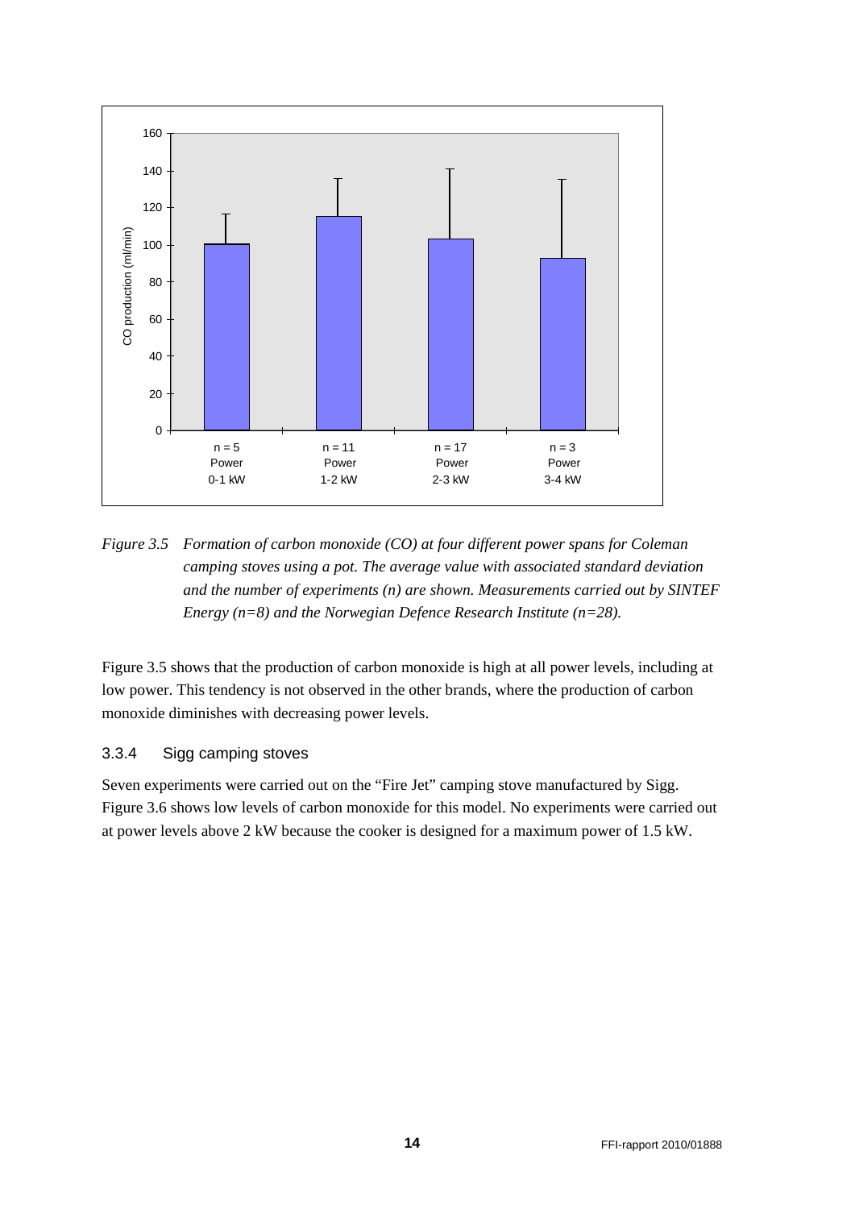*Figure 3.5 Formation of carbon monoxide (CO) at four different power spans for Coleman camping stoves using a pot. The average value with associated standard deviation and the number of experiments (n) are shown. Measurements carried out by SINTEF Energy (n=8) and the Norwegian Defence Research Institute (n=28).*

Figure 3.5 shows that the production of carbon monoxide is high at all power levels, including at low power. This tendency is not observed in the other brands, where the production of carbon monoxide diminishes with decreasing power levels.

### 3.3.4 Sigg camping stoves

Seven experiments were carried out on the "Fire Jet" camping stove manufactured by Sigg. Figure 3.6 shows low levels of carbon monoxide for this model. No experiments were carried out at power levels above 2 kW because the cooker is designed for a maximum power of 1.5 kW.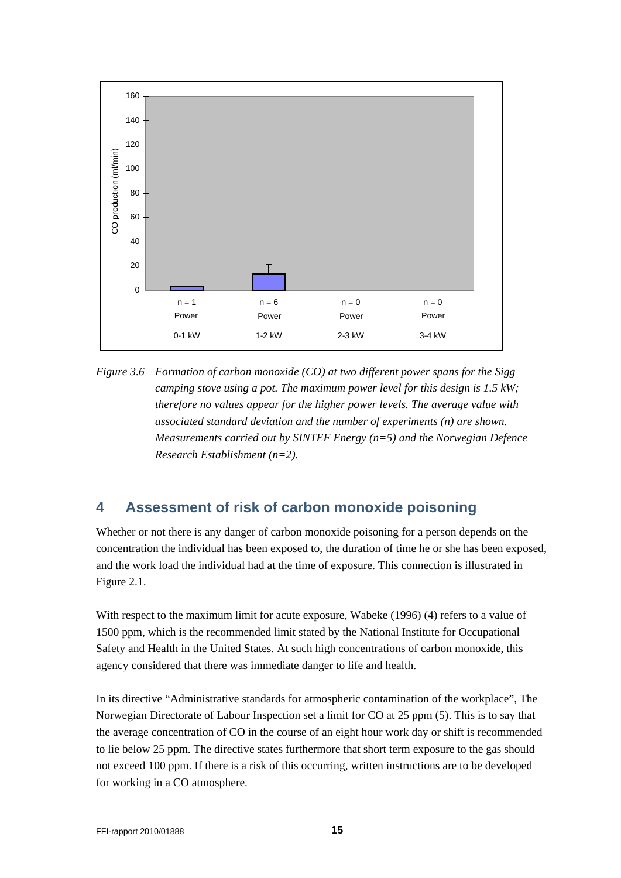*Figure 3.6 Formation of carbon monoxide (CO) at two different power spans for the Sigg camping stove using a pot. The maximum power level for this design is 1.5 kW; therefore no values appear for the higher power levels. The average value with associated standard deviation and the number of experiments (n) are shown. Measurements carried out by SINTEF Energy (n=5) and the Norwegian Defence Research Establishment (n=2).*

## 4 Assessment of risk of carbon monoxide poisoning

Whether or not there is any danger of carbon monoxide poisoning for a person depends on the concentration the individual has been exposed to, the duration of time he or she has been exposed, and the work load the individual had at the time of exposure. This connection is illustrated in Figure 2.1.

With respect to the maximum limit for acute exposure, Wabeke (1996) (4) refers to a value of 1500 ppm, which is the recommended limit stated by the National Institute for Occupational Safety and Health in the United States. At such high concentrations of carbon monoxide, this agency considered that there was immediate danger to life and health.

In its directive "Administrative standards for atmospheric contamination of the workplace", The Norwegian Directorate of Labour Inspection set a limit for CO at 25 ppm (5). This is to say that the average concentration of CO in the course of an eight hour work day or shift is recommended to lie below 25 ppm. The directive states furthermore that short term exposure to the gas should not exceed 100 ppm. If there is a risk of this occurring, written instructions are to be developed for working in a CO atmosphere.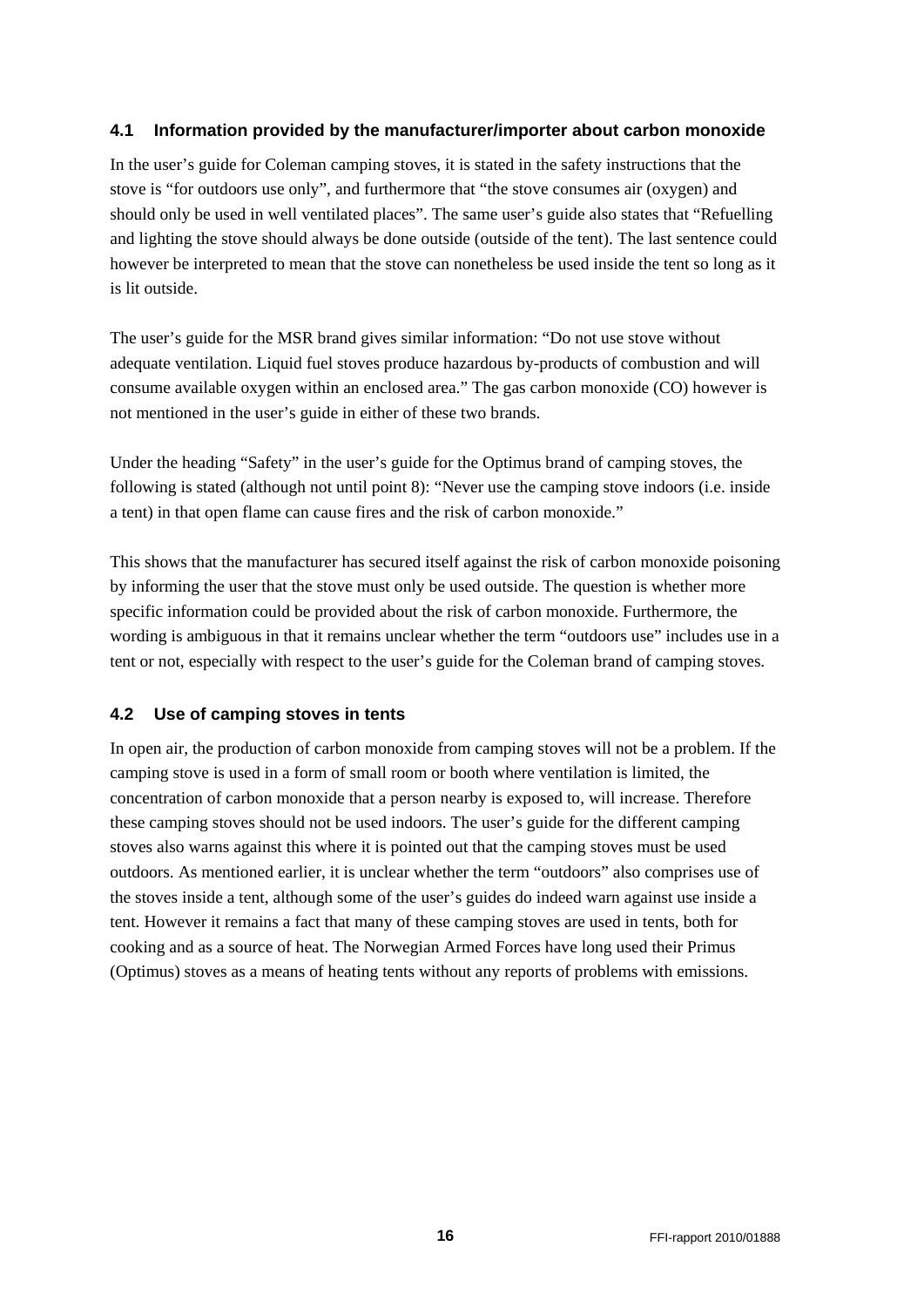### 4.1 Information provided by the manufacturer/importer about carbon monoxide

In the user's guide for Coleman camping stoves, it is stated in the safety instructions that the stove is "for outdoors use only", and furthermore that "the stove consumes air (oxygen) and should only be used in well ventilated places". The same user's guide also states that "Refuelling and lighting the stove should always be done outside (outside of the tent). The last sentence could however be interpreted to mean that the stove can nonetheless be used inside the tent so long as it is lit outside.

The user's guide for the MSR brand gives similar information: "Do not use stove without adequate ventilation. Liquid fuel stoves produce hazardous by-products of combustion and will consume available oxygen within an enclosed area." The gas carbon monoxide (CO) however is not mentioned in the user's guide in either of these two brands.

Under the heading "Safety" in the user's guide for the Optimus brand of camping stoves, the following is stated (although not until point 8): "Never use the camping stove indoors (i.e. inside a tent) in that open flame can cause fires and the risk of carbon monoxide."

This shows that the manufacturer has secured itself against the risk of carbon monoxide poisoning by informing the user that the stove must only be used outside. The question is whether more specific information could be provided about the risk of carbon monoxide. Furthermore, the wording is ambiguous in that it remains unclear whether the term "outdoors use" includes use in a tent or not, especially with respect to the user's guide for the Coleman brand of camping stoves.

### 4.2 Use of camping stoves in tents

In open air, the production of carbon monoxide from camping stoves will not be a problem. If the camping stove is used in a form of small room or booth where ventilation is limited, the concentration of carbon monoxide that a person nearby is exposed to, will increase. Therefore these camping stoves should not be used indoors. The user's guide for the different camping stoves also warns against this where it is pointed out that the camping stoves must be used outdoors. As mentioned earlier, it is unclear whether the term "outdoors" also comprises use of the stoves inside a tent, although some of the user's guides do indeed warn against use inside a tent. However it remains a fact that many of these camping stoves are used in tents, both for cooking and as a source of heat. The Norwegian Armed Forces have long used their Primus (Optimus) stoves as a means of heating tents without any reports of problems with emissions.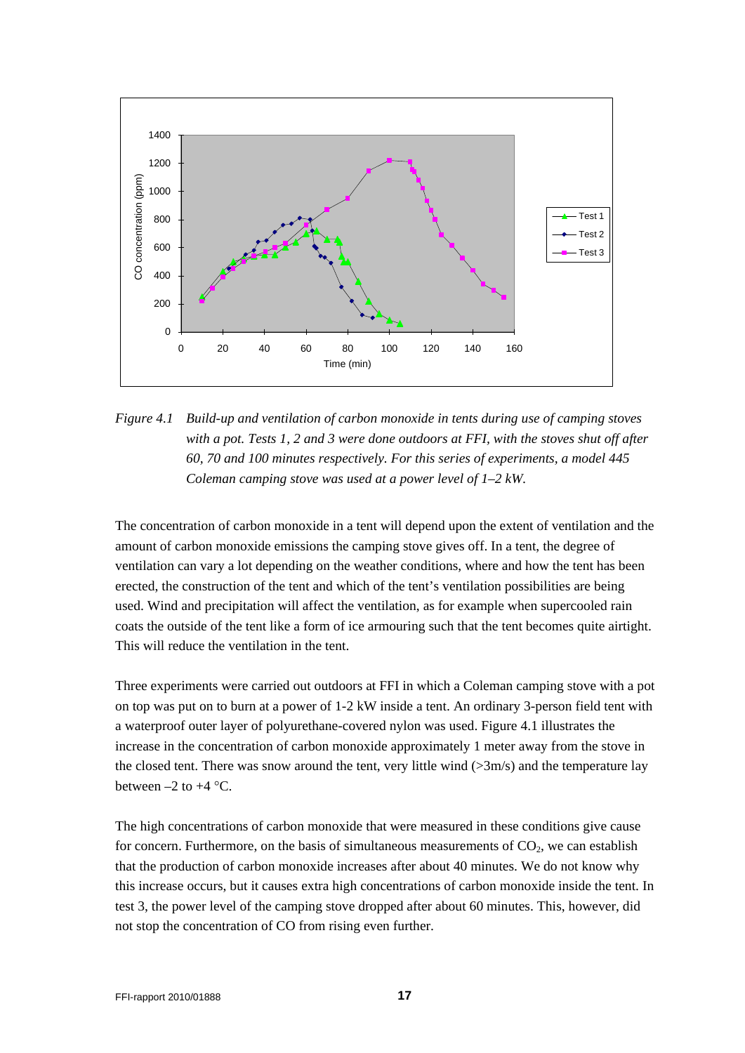*Figure 4.1 Build-up and ventilation of carbon monoxide in tents during use of camping stoves with a pot. Tests 1, 2 and 3 were done outdoors at FFI, with the stoves shut off after 60, 70 and 100 minutes respectively. For this series of experiments, a model 445 Coleman camping stove was used at a power level of 1–2 kW.*

The concentration of carbon monoxide in a tent will depend upon the extent of ventilation and the amount of carbon monoxide emissions the camping stove gives off. In a tent, the degree of ventilation can vary a lot depending on the weather conditions, where and how the tent has been erected, the construction of the tent and which of the tent's ventilation possibilities are being used. Wind and precipitation will affect the ventilation, as for example when supercooled rain coats the outside of the tent like a form of ice armouring such that the tent becomes quite airtight. This will reduce the ventilation in the tent.

Three experiments were carried out outdoors at FFI in which a Coleman camping stove with a pot on top was put on to burn at a power of 1-2 kW inside a tent. An ordinary 3-person field tent with a waterproof outer layer of polyurethane-covered nylon was used. Figure 4.1 illustrates the increase in the concentration of carbon monoxide approximately 1 meter away from the stove in the closed tent. There was snow around the tent, very little wind (>3m/s) and the temperature lay between –2 to +4 °C.

The high concentrations of carbon monoxide that were measured in these conditions give cause for concern. Furthermore, on the basis of simultaneous measurements of $CO_2$, we can establish that the production of carbon monoxide increases after about 40 minutes. We do not know why this increase occurs, but it causes extra high concentrations of carbon monoxide inside the tent. In test 3, the power level of the camping stove dropped after about 60 minutes. This, however, did not stop the concentration of CO from rising even further.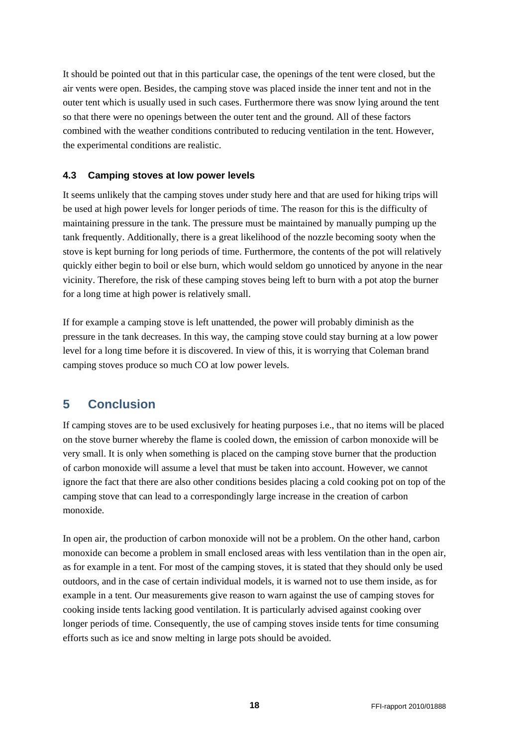It should be pointed out that in this particular case, the openings of the tent were closed, but the air vents were open. Besides, the camping stove was placed inside the inner tent and not in the outer tent which is usually used in such cases. Furthermore there was snow lying around the tent so that there were no openings between the outer tent and the ground. All of these factors combined with the weather conditions contributed to reducing ventilation in the tent. However, the experimental conditions are realistic.

### 4.3 Camping stoves at low power levels

It seems unlikely that the camping stoves under study here and that are used for hiking trips will be used at high power levels for longer periods of time. The reason for this is the difficulty of maintaining pressure in the tank. The pressure must be maintained by manually pumping up the tank frequently. Additionally, there is a great likelihood of the nozzle becoming sooty when the stove is kept burning for long periods of time. Furthermore, the contents of the pot will relatively quickly either begin to boil or else burn, which would seldom go unnoticed by anyone in the near vicinity. Therefore, the risk of these camping stoves being left to burn with a pot atop the burner for a long time at high power is relatively small.

If for example a camping stove is left unattended, the power will probably diminish as the pressure in the tank decreases. In this way, the camping stove could stay burning at a low power level for a long time before it is discovered. In view of this, it is worrying that Coleman brand camping stoves produce so much CO at low power levels.

## 5 Conclusion

If camping stoves are to be used exclusively for heating purposes i.e., that no items will be placed on the stove burner whereby the flame is cooled down, the emission of carbon monoxide will be very small. It is only when something is placed on the camping stove burner that the production of carbon monoxide will assume a level that must be taken into account. However, we cannot ignore the fact that there are also other conditions besides placing a cold cooking pot on top of the camping stove that can lead to a correspondingly large increase in the creation of carbon monoxide.

In open air, the production of carbon monoxide will not be a problem. On the other hand, carbon monoxide can become a problem in small enclosed areas with less ventilation than in the open air, as for example in a tent. For most of the camping stoves, it is stated that they should only be used outdoors, and in the case of certain individual models, it is warned not to use them inside, as for example in a tent. Our measurements give reason to warn against the use of camping stoves for cooking inside tents lacking good ventilation. It is particularly advised against cooking over longer periods of time. Consequently, the use of camping stoves inside tents for time consuming efforts such as ice and snow melting in large pots should be avoided.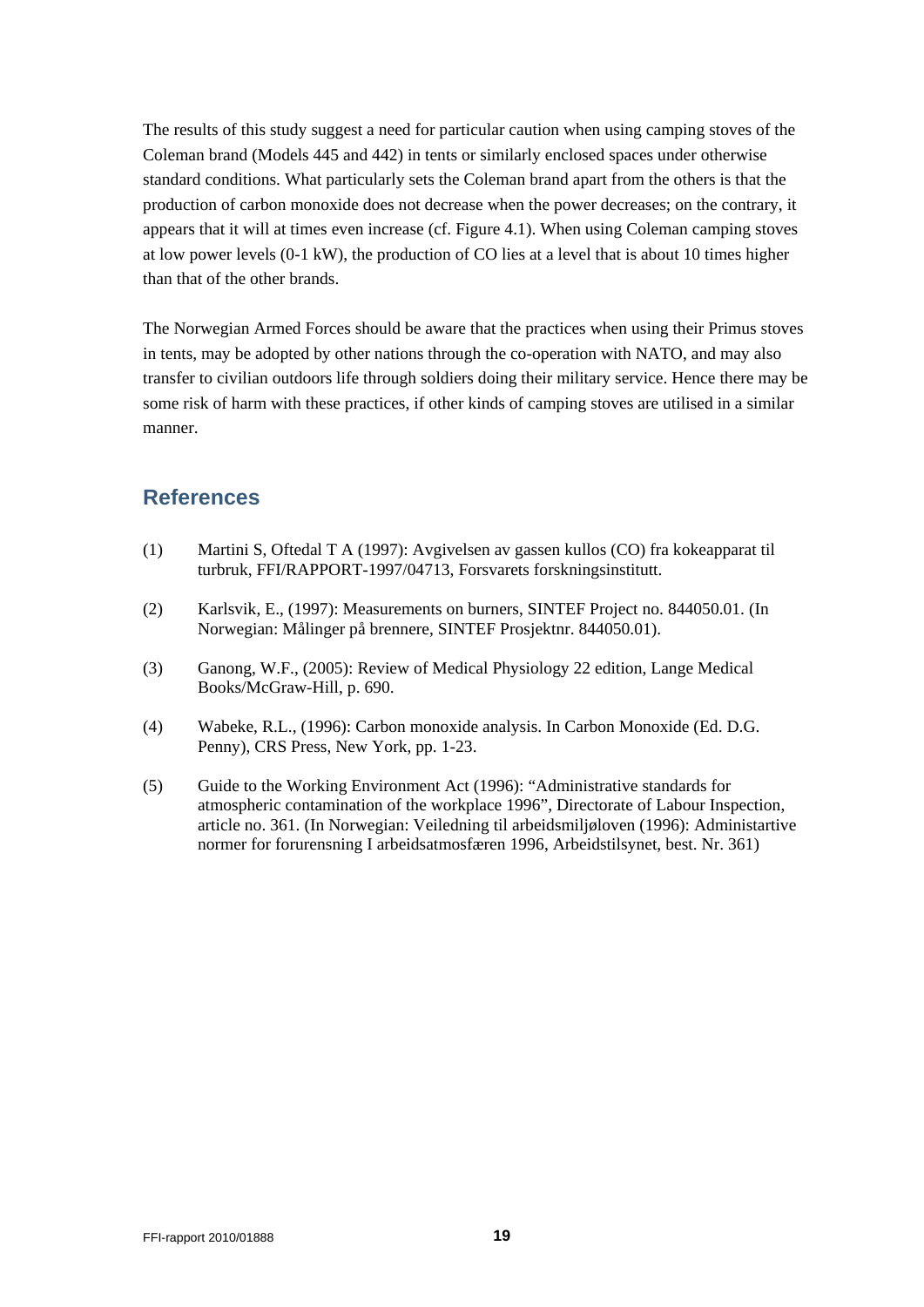The results of this study suggest a need for particular caution when using camping stoves of the Coleman brand (Models 445 and 442) in tents or similarly enclosed spaces under otherwise standard conditions. What particularly sets the Coleman brand apart from the others is that the production of carbon monoxide does not decrease when the power decreases; on the contrary, it appears that it will at times even increase (cf. Figure 4.1). When using Coleman camping stoves at low power levels (0-1 kW), the production of CO lies at a level that is about 10 times higher than that of the other brands.

The Norwegian Armed Forces should be aware that the practices when using their Primus stoves in tents, may be adopted by other nations through the co-operation with NATO, and may also transfer to civilian outdoors life through soldiers doing their military service. Hence there may be some risk of harm with these practices, if other kinds of camping stoves are utilised in a similar manner.

## References

(1) Martini S, Oftedal T A (1997): Avgivelsen av gassen kullos (CO) fra kokeapparat til turbruk, FFI/RAPPORT-1997/04713, Forsvarets forskningsinstitutt.

(2) Karlsvik, E., (1997): Measurements on burners, SINTEF Project no. 844050.01. (In Norwegian: Målinger på brennere, SINTEF Prosjektnr. 844050.01).

(3) Ganong, W.F., (2005): Review of Medical Physiology 22 edition, Lange Medical Books/McGraw-Hill, p. 690.

(4) Wabeke, R.L., (1996): Carbon monoxide analysis. In Carbon Monoxide (Ed. D.G. Penny), CRS Press, New York, pp. 1-23.

(5) Guide to the Working Environment Act (1996): "Administrative standards for atmospheric contamination of the workplace 1996", Directorate of Labour Inspection, article no. 361. (In Norwegian: Veiledning til arbeidsmiljøloven (1996): Administartive normer for forurensning I arbeidsatmosfæren 1996, Arbeidstilsynet, best. Nr. 361)